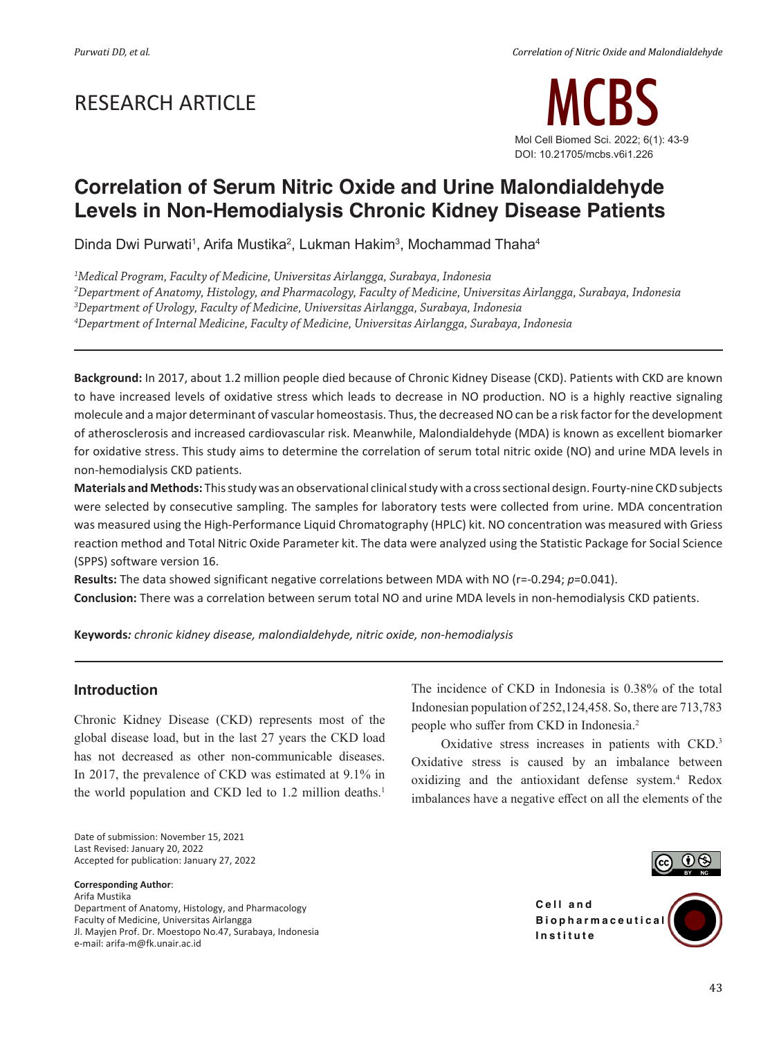RESEARCH ARTICLE

**MCBS**

Mol Cell Biomed Sci. 2022; 6(1): 43-9
DOI: 10.21705/mcbs.v6i1.226

# Correlation of Serum Nitric Oxide and Urine Malondialdehyde Levels in Non-Hemodialysis Chronic Kidney Disease Patients

Dinda Dwi Purwati[1], Arifa Mustika[2], Lukman Hakim[3], Mochammad Thaha[4]

[1]*Medical Program, Faculty of Medicine, Universitas Airlangga, Surabaya, Indonesia*
[2]*Department of Anatomy, Histology, and Pharmacology, Faculty of Medicine, Universitas Airlangga, Surabaya, Indonesia*
[3]*Department of Urology, Faculty of Medicine, Universitas Airlangga, Surabaya, Indonesia*
[4]*Department of Internal Medicine, Faculty of Medicine, Universitas Airlangga, Surabaya, Indonesia*

---

**Background:** In 2017, about 1.2 million people died because of Chronic Kidney Disease (CKD). Patients with CKD are known to have increased levels of oxidative stress which leads to decrease in NO production. NO is a highly reactive signaling molecule and a major determinant of vascular homeostasis. Thus, the decreased NO can be a risk factor for the development of atherosclerosis and increased cardiovascular risk. Meanwhile, Malondialdehyde (MDA) is known as excellent biomarker for oxidative stress. This study aims to determine the correlation of serum total nitric oxide (NO) and urine MDA levels in non-hemodialysis CKD patients.

**Materials and Methods:** This study was an observational clinical study with a cross sectional design. Fourty-nine CKD subjects were selected by consecutive sampling. The samples for laboratory tests were collected from urine. MDA concentration was measured using the High-Performance Liquid Chromatography (HPLC) kit. NO concentration was measured with Griess reaction method and Total Nitric Oxide Parameter kit. The data were analyzed using the Statistic Package for Social Science (SPPS) software version 16.

**Results:** The data showed significant negative correlations between MDA with NO (r=-0.294; *p*=0.041).

**Conclusion:** There was a correlation between serum total NO and urine MDA levels in non-hemodialysis CKD patients.

**Keywords***:* *chronic kidney disease, malondialdehyde, nitric oxide, non-hemodialysis*

---

## Introduction

Chronic Kidney Disease (CKD) represents most of the global disease load, but in the last 27 years the CKD load has not decreased as other non-communicable diseases. In 2017, the prevalence of CKD was estimated at 9.1% in the world population and CKD led to 1.2 million deaths.[1] The incidence of CKD in Indonesia is 0.38% of the total Indonesian population of 252,124,458. So, there are 713,783 people who suffer from CKD in Indonesia.[2]

Oxidative stress increases in patients with CKD.[3] Oxidative stress is caused by an imbalance between oxidizing and the antioxidant defense system.[4] Redox imbalances have a negative effect on all the elements of the

Date of submission: November 15, 2021
Last Revised: January 20, 2022
Accepted for publication: January 27, 2022

**Corresponding Author**:
Arifa Mustika
Department of Anatomy, Histology, and Pharmacology
Faculty of Medicine, Universitas Airlangga
Jl. Mayjen Prof. Dr. Moestopo No.47, Surabaya, Indonesia
e-mail: arifa-m@fk.unair.ac.id

Cell and Biopharmaceutical Institute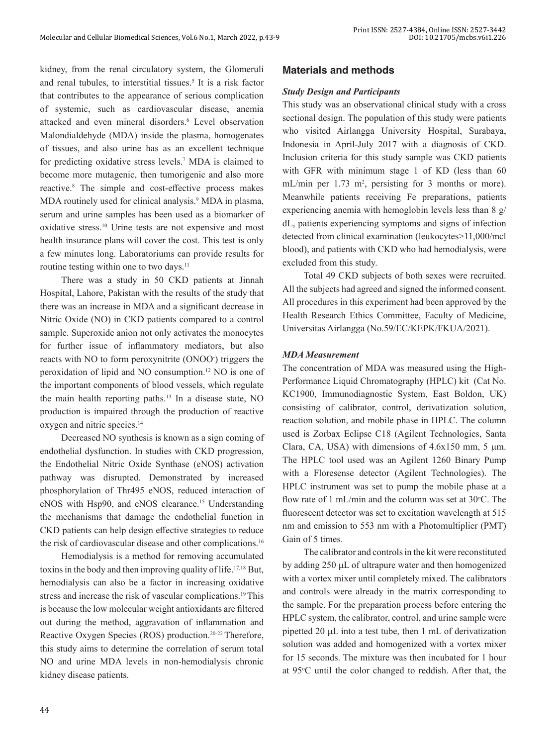kidney, from the renal circulatory system, the Glomeruli and renal tubules, to interstitial tissues.[5] It is a risk factor that contributes to the appearance of serious complication of systemic, such as cardiovascular disease, anemia attacked and even mineral disorders.[6] Level observation Malondialdehyde (MDA) inside the plasma, homogenates of tissues, and also urine has as an excellent technique for predicting oxidative stress levels.[7] MDA is claimed to become more mutagenic, then tumorigenic and also more reactive.[8] The simple and cost-effective process makes MDA routinely used for clinical analysis.[9] MDA in plasma, serum and urine samples has been used as a biomarker of oxidative stress.[10] Urine tests are not expensive and most health insurance plans will cover the cost. This test is only a few minutes long. Laboratoriums can provide results for routine testing within one to two days.[11]

There was a study in 50 CKD patients at Jinnah Hospital, Lahore, Pakistan with the results of the study that there was an increase in MDA and a significant decrease in Nitric Oxide (NO) in CKD patients compared to a control sample. Superoxide anion not only activates the monocytes for further issue of inflammatory mediators, but also reacts with NO to form peroxynitrite ($ONOO^-$) triggers the peroxidation of lipid and NO consumption.[12] NO is one of the important components of blood vessels, which regulate the main health reporting paths.[13] In a disease state, NO production is impaired through the production of reactive oxygen and nitric species.[14]

Decreased NO synthesis is known as a sign coming of endothelial dysfunction. In studies with CKD progression, the Endothelial Nitric Oxide Synthase (eNOS) activation pathway was disrupted. Demonstrated by increased phosphorylation of Thr495 eNOS, reduced interaction of eNOS with Hsp90, and eNOS clearance.[15] Understanding the mechanisms that damage the endothelial function in CKD patients can help design effective strategies to reduce the risk of cardiovascular disease and other complications.[16]

Hemodialysis is a method for removing accumulated toxins in the body and then improving quality of life.[17,18] But, hemodialysis can also be a factor in increasing oxidative stress and increase the risk of vascular complications.[19] This is because the low molecular weight antioxidants are filtered out during the method, aggravation of inflammation and Reactive Oxygen Species (ROS) production.[20-22] Therefore, this study aims to determine the correlation of serum total NO and urine MDA levels in non-hemodialysis chronic kidney disease patients.

## Materials and methods

### *Study Design and Participants*

This study was an observational clinical study with a cross sectional design. The population of this study were patients who visited Airlangga University Hospital, Surabaya, Indonesia in April-July 2017 with a diagnosis of CKD. Inclusion criteria for this study sample was CKD patients with GFR with minimum stage 1 of KD (less than 60 mL/min per 1.73 $m^2$, persisting for 3 months or more). Meanwhile patients receiving Fe preparations, patients experiencing anemia with hemoglobin levels less than 8 g/dL, patients experiencing symptoms and signs of infection detected from clinical examination (leukocytes>11,000/mcl blood), and patients with CKD who had hemodialysis, were excluded from this study.

Total 49 CKD subjects of both sexes were recruited. All the subjects had agreed and signed the informed consent. All procedures in this experiment had been approved by the Health Research Ethics Committee, Faculty of Medicine, Universitas Airlangga (No.59/EC/KEPK/FKUA/2021).

### *MDA Measurement*

The concentration of MDA was measured using the High-Performance Liquid Chromatography (HPLC) kit (Cat No. KC1900, Immunodiagnostic System, East Boldon, UK) consisting of calibrator, control, derivatization solution, reaction solution, and mobile phase in HPLC. The column used is Zorbax Eclipse C18 (Agilent Technologies, Santa Clara, CA, USA) with dimensions of 4.6x150 mm, 5 μm. The HPLC tool used was an Agilent 1260 Binary Pump with a Floresense detector (Agilent Technologies). The HPLC instrument was set to pump the mobile phase at a flow rate of 1 mL/min and the column was set at 30°C. The fluorescent detector was set to excitation wavelength at 515 nm and emission to 553 nm with a Photomultiplier (PMT) Gain of 5 times.

The calibrator and controls in the kit were reconstituted by adding 250 μL of ultrapure water and then homogenized with a vortex mixer until completely mixed. The calibrators and controls were already in the matrix corresponding to the sample. For the preparation process before entering the HPLC system, the calibrator, control, and urine sample were pipetted 20 μL into a test tube, then 1 mL of derivatization solution was added and homogenized with a vortex mixer for 15 seconds. The mixture was then incubated for 1 hour at 95°C until the color changed to reddish. After that, the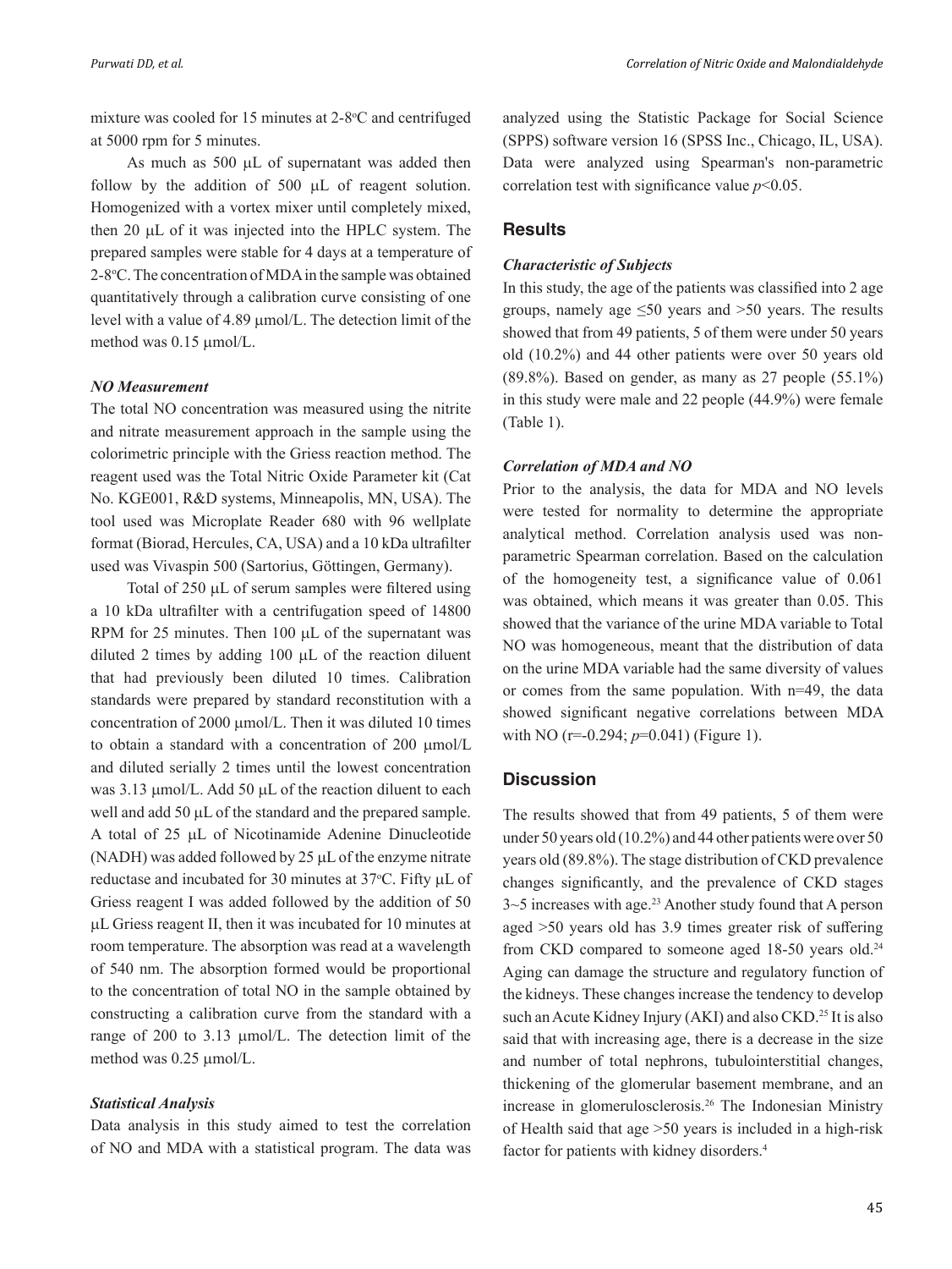mixture was cooled for 15 minutes at 2-8°C and centrifuged at 5000 rpm for 5 minutes.

As much as 500 μL of supernatant was added then follow by the addition of 500 μL of reagent solution. Homogenized with a vortex mixer until completely mixed, then 20 μL of it was injected into the HPLC system. The prepared samples were stable for 4 days at a temperature of 2-8°C. The concentration of MDA in the sample was obtained quantitatively through a calibration curve consisting of one level with a value of 4.89 μmol/L. The detection limit of the method was 0.15 μmol/L.

### *NO Measurement*

The total NO concentration was measured using the nitrite and nitrate measurement approach in the sample using the colorimetric principle with the Griess reaction method. The reagent used was the Total Nitric Oxide Parameter kit (Cat No. KGE001, R&D systems, Minneapolis, MN, USA). The tool used was Microplate Reader 680 with 96 wellplate format (Biorad, Hercules, CA, USA) and a 10 kDa ultrafilter used was Vivaspin 500 (Sartorius, Göttingen, Germany).

Total of 250 μL of serum samples were filtered using a 10 kDa ultrafilter with a centrifugation speed of 14800 RPM for 25 minutes. Then 100 μL of the supernatant was diluted 2 times by adding 100 μL of the reaction diluent that had previously been diluted 10 times. Calibration standards were prepared by standard reconstitution with a concentration of 2000 μmol/L. Then it was diluted 10 times to obtain a standard with a concentration of 200 μmol/L and diluted serially 2 times until the lowest concentration was 3.13 μmol/L. Add 50 μL of the reaction diluent to each well and add 50 μL of the standard and the prepared sample. A total of 25 μL of Nicotinamide Adenine Dinucleotide (NADH) was added followed by 25 μL of the enzyme nitrate reductase and incubated for 30 minutes at 37°C. Fifty μL of Griess reagent I was added followed by the addition of 50 μL Griess reagent II, then it was incubated for 10 minutes at room temperature. The absorption was read at a wavelength of 540 nm. The absorption formed would be proportional to the concentration of total NO in the sample obtained by constructing a calibration curve from the standard with a range of 200 to 3.13 μmol/L. The detection limit of the method was 0.25 μmol/L.

### *Statistical Analysis*

Data analysis in this study aimed to test the correlation of NO and MDA with a statistical program. The data was analyzed using the Statistic Package for Social Science (SPPS) software version 16 (SPSS Inc., Chicago, IL, USA). Data were analyzed using Spearman's non-parametric correlation test with significance value $p<0.05$.

## Results

### *Characteristic of Subjects*

In this study, the age of the patients was classified into 2 age groups, namely age ≤50 years and >50 years. The results showed that from 49 patients, 5 of them were under 50 years old (10.2%) and 44 other patients were over 50 years old (89.8%). Based on gender, as many as 27 people (55.1%) in this study were male and 22 people (44.9%) were female (Table 1).

### *Correlation of MDA and NO*

Prior to the analysis, the data for MDA and NO levels were tested for normality to determine the appropriate analytical method. Correlation analysis used was non-parametric Spearman correlation. Based on the calculation of the homogeneity test, a significance value of 0.061 was obtained, which means it was greater than 0.05. This showed that the variance of the urine MDA variable to Total NO was homogeneous, meant that the distribution of data on the urine MDA variable had the same diversity of values or comes from the same population. With n=49, the data showed significant negative correlations between MDA with NO ($r=-0.294$; $p=0.041$) (Figure 1).

## Discussion

The results showed that from 49 patients, 5 of them were under 50 years old (10.2%) and 44 other patients were over 50 years old (89.8%). The stage distribution of CKD prevalence changes significantly, and the prevalence of CKD stages 3~5 increases with age.[23] Another study found that A person aged >50 years old has 3.9 times greater risk of suffering from CKD compared to someone aged 18-50 years old.[24] Aging can damage the structure and regulatory function of the kidneys. These changes increase the tendency to develop such an Acute Kidney Injury (AKI) and also CKD.[25] It is also said that with increasing age, there is a decrease in the size and number of total nephrons, tubulointerstitial changes, thickening of the glomerular basement membrane, and an increase in glomerulosclerosis.[26] The Indonesian Ministry of Health said that age >50 years is included in a high-risk factor for patients with kidney disorders.[4]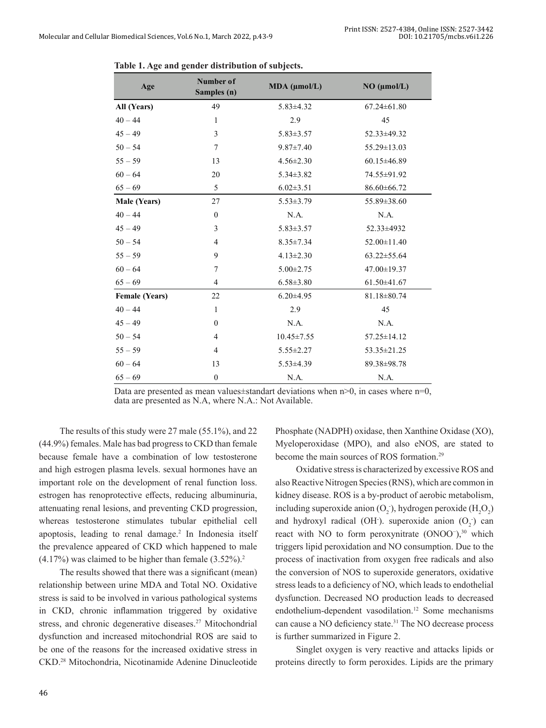**Table 1. Age and gender distribution of subjects.**

| Age | Number of Samples (n) | MDA (µmol/L) | NO (µmol/L) |
|---|---|---|---|
| **All (Years)** | 49 | 5.83±4.32 | 67.24±61.80 |
| 40 – 44 | 1 | 2.9 | 45 |
| 45 – 49 | 3 | 5.83±3.57 | 52.33±49.32 |
| 50 – 54 | 7 | 9.87±7.40 | 55.29±13.03 |
| 55 – 59 | 13 | 4.56±2.30 | 60.15±46.89 |
| 60 – 64 | 20 | 5.34±3.82 | 74.55±91.92 |
| 65 – 69 | 5 | 6.02±3.51 | 86.60±66.72 |
| **Male (Years)** | 27 | 5.53±3.79 | 55.89±38.60 |
| 40 – 44 | 0 | N.A. | N.A. |
| 45 – 49 | 3 | 5.83±3.57 | 52.33±4932 |
| 50 – 54 | 4 | 8.35±7.34 | 52.00±11.40 |
| 55 – 59 | 9 | 4.13±2.30 | 63.22±55.64 |
| 60 – 64 | 7 | 5.00±2.75 | 47.00±19.37 |
| 65 – 69 | 4 | 6.58±3.80 | 61.50±41.67 |
| **Female (Years)** | 22 | 6.20±4.95 | 81.18±80.74 |
| 40 – 44 | 1 | 2.9 | 45 |
| 45 – 49 | 0 | N.A. | N.A. |
| 50 – 54 | 4 | 10.45±7.55 | 57.25±14.12 |
| 55 – 59 | 4 | 5.55±2.27 | 53.35±21.25 |
| 60 – 64 | 13 | 5.53±4.39 | 89.38±98.78 |
| 65 – 69 | 0 | N.A. | N.A. |

Data are presented as mean values±standart deviations when n>0, in cases where n=0, data are presented as N.A, where N.A.: Not Available.

The results of this study were 27 male (55.1%), and 22 (44.9%) females. Male has bad progress to CKD than female because female have a combination of low testosterone and high estrogen plasma levels. sexual hormones have an important role on the development of renal function loss. estrogen has renoprotective effects, reducing albuminuria, attenuating renal lesions, and preventing CKD progression, whereas testosterone stimulates tubular epithelial cell apoptosis, leading to renal damage.[2] In Indonesia itself the prevalence appeared of CKD which happened to male (4.17%) was claimed to be higher than female (3.52%).[2]

The results showed that there was a significant (mean) relationship between urine MDA and Total NO. Oxidative stress is said to be involved in various pathological systems in CKD, chronic inflammation triggered by oxidative stress, and chronic degenerative diseases.[27] Mitochondrial dysfunction and increased mitochondrial ROS are said to be one of the reasons for the increased oxidative stress in CKD.[28] Mitochondria, Nicotinamide Adenine Dinucleotide Phosphate (NADPH) oxidase, then Xanthine Oxidase (XO), Myeloperoxidase (MPO), and also eNOS, are stated to become the main sources of ROS formation.[29]

Oxidative stress is characterized by excessive ROS and also Reactive Nitrogen Species (RNS), which are common in kidney disease. ROS is a by-product of aerobic metabolism, including superoxide anion ($O_2^-$), hydrogen peroxide ($H_2O_2$) and hydroxyl radical ($OH^-$). superoxide anion ($O_2^-$) can react with NO to form peroxynitrate ($ONOO^-$),[30] which triggers lipid peroxidation and NO consumption. Due to the process of inactivation from oxygen free radicals and also the conversion of NOS to superoxide generators, oxidative stress leads to a deficiency of NO, which leads to endothelial dysfunction. Decreased NO production leads to decreased endothelium-dependent vasodilation.[12] Some mechanisms can cause a NO deficiency state.[31] The NO decrease process is further summarized in Figure 2.

Singlet oxygen is very reactive and attacks lipids or proteins directly to form peroxides. Lipids are the primary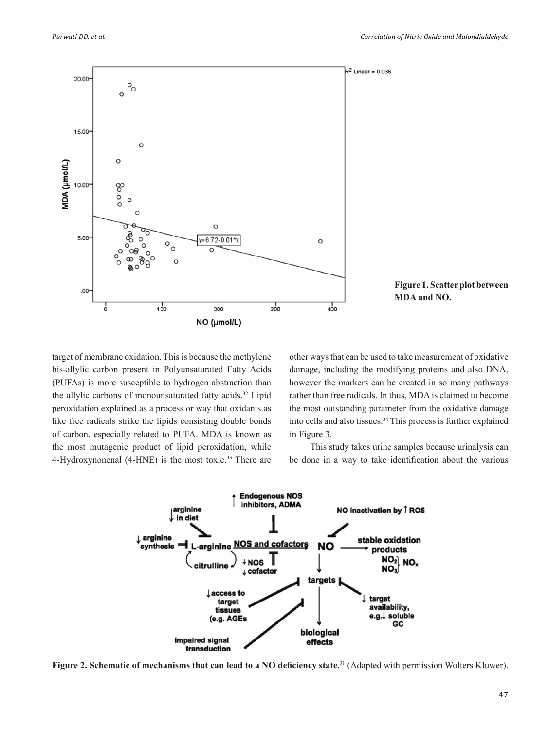$R^2$ Linear = 0.036

20.00

15.00

10.00

5.00

.00

MDA (µmol/L)

y=6.72-0.01*x

0

100

200

300

400

NO (µmol/L)

**Figure 1. Scatter plot between MDA and NO.**

target of membrane oxidation. This is because the methylene bis-allylic carbon present in Polyunsaturated Fatty Acids (PUFAs) is more susceptible to hydrogen abstraction than the allylic carbons of monounsaturated fatty acids.[32] Lipid peroxidation explained as a process or way that oxidants as like free radicals strike the lipids consisting double bonds of carbon, especially related to PUFA. MDA is known as the most mutagenic product of lipid peroxidation, while 4-Hydroxynonenal (4-HNE) is the most toxic.[33] There are other ways that can be used to take measurement of oxidative damage, including the modifying proteins and also DNA, however the markers can be created in so many pathways rather than free radicals. In thus, MDA is claimed to become the most outstanding parameter from the oxidative damage into cells and also tissues.[34] This process is further explained in Figure 3.

This study takes urine samples because urinalysis can be done in a way to take identification about the various

↑ Endogenous NOS inhibitors, ADMA

↓ arginine in diet

NO inactivation by ↑ ROS

↓ arginine synthesis

L-arginine

NOS and cofactors

NO

stable oxidation products

$NO_2$ $NO_3$ $NO_x$

citrulline

↓ NOS ↓ cofactor

targets

↓ access to target tissues (e.g. AGEs

↓ target availability, e.g.↓ soluble GC

impaired signal transduction

biological effects

**Figure 2. Schematic of mechanisms that can lead to a NO deficiency state.**[31] (Adapted with permission Wolters Kluwer).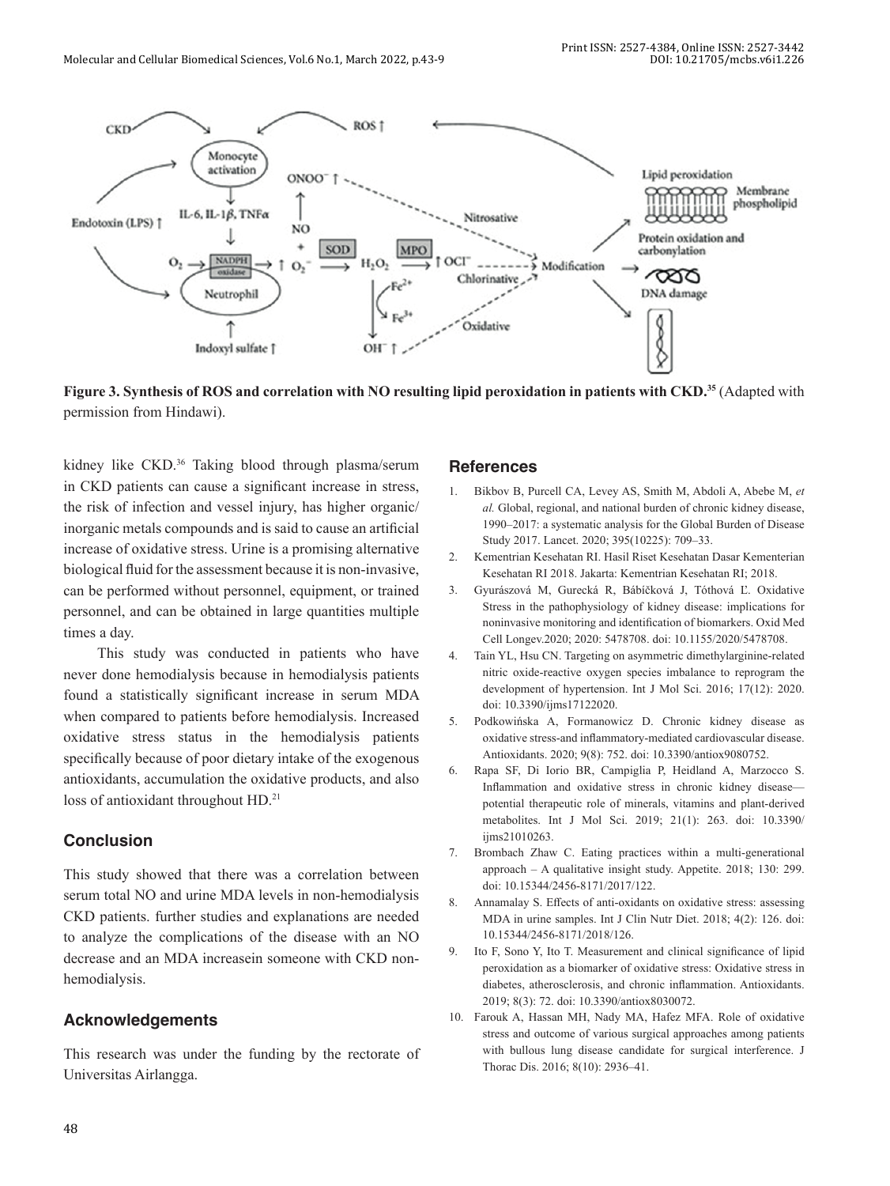CKD
ROS ↑
Monocyte activation
ONOO$^-$ ↑
Lipid peroxidation
Membrane phospholipid
IL-6, IL-1β, TNFα
Nitrosative
Endotoxin (LPS) ↑
NO
+
SOD
MPO
Protein oxidation and carbonylation
$O_2$
NADPH oxidase
↑ $O_2^-$
$H_2O_2$
↑ $OCl^-$
Modification
Chlorinative
$Fe^{2+}$
Neutrophil
DNA damage
$Fe^{3+}$
Oxidative
Indoxyl sulfate ↑
$OH^-$ ↑

**Figure 3. Synthesis of ROS and correlation with NO resulting lipid peroxidation in patients with CKD.**[35] (Adapted with permission from Hindawi).

kidney like CKD.[36] Taking blood through plasma/serum in CKD patients can cause a significant increase in stress, the risk of infection and vessel injury, has higher organic/inorganic metals compounds and is said to cause an artificial increase of oxidative stress. Urine is a promising alternative biological fluid for the assessment because it is non-invasive, can be performed without personnel, equipment, or trained personnel, and can be obtained in large quantities multiple times a day.

This study was conducted in patients who have never done hemodialysis because in hemodialysis patients found a statistically significant increase in serum MDA when compared to patients before hemodialysis. Increased oxidative stress status in the hemodialysis patients specifically because of poor dietary intake of the exogenous antioxidants, accumulation the oxidative products, and also loss of antioxidant throughout HD.[21]

## Conclusion

This study showed that there was a correlation between serum total NO and urine MDA levels in non-hemodialysis CKD patients. further studies and explanations are needed to analyze the complications of the disease with an NO decrease and an MDA increasein someone with CKD non-hemodialysis.

## Acknowledgements

This research was under the funding by the rectorate of Universitas Airlangga.

## References

1. Bikbov B, Purcell CA, Levey AS, Smith M, Abdoli A, Abebe M, *et al.* Global, regional, and national burden of chronic kidney disease, 1990–2017: a systematic analysis for the Global Burden of Disease Study 2017. Lancet. 2020; 395(10225): 709–33.
2. Kementrian Kesehatan RI. Hasil Riset Kesehatan Dasar Kementerian Kesehatan RI 2018. Jakarta: Kementrian Kesehatan RI; 2018.
3. Gyurászová M, Gurecká R, Bábíčková J, Tóthová Ľ. Oxidative Stress in the pathophysiology of kidney disease: implications for noninvasive monitoring and identification of biomarkers. Oxid Med Cell Longev.2020; 2020: 5478708. doi: 10.1155/2020/5478708.
4. Tain YL, Hsu CN. Targeting on asymmetric dimethylarginine-related nitric oxide-reactive oxygen species imbalance to reprogram the development of hypertension. Int J Mol Sci. 2016; 17(12): 2020. doi: 10.3390/ijms17122020.
5. Podkowińska A, Formanowicz D. Chronic kidney disease as oxidative stress-and inflammatory-mediated cardiovascular disease. Antioxidants. 2020; 9(8): 752. doi: 10.3390/antiox9080752.
6. Rapa SF, Di Iorio BR, Campiglia P, Heidland A, Marzocco S. Inflammation and oxidative stress in chronic kidney disease—potential therapeutic role of minerals, vitamins and plant-derived metabolites. Int J Mol Sci. 2019; 21(1): 263. doi: 10.3390/ijms21010263.
7. Brombach Zhaw C. Eating practices within a multi-generational approach – A qualitative insight study. Appetite. 2018; 130: 299. doi: 10.15344/2456-8171/2017/122.
8. Annamalay S. Effects of anti-oxidants on oxidative stress: assessing MDA in urine samples. Int J Clin Nutr Diet. 2018; 4(2): 126. doi: 10.15344/2456-8171/2018/126.
9. Ito F, Sono Y, Ito T. Measurement and clinical significance of lipid peroxidation as a biomarker of oxidative stress: Oxidative stress in diabetes, atherosclerosis, and chronic inflammation. Antioxidants. 2019; 8(3): 72. doi: 10.3390/antiox8030072.
10. Farouk A, Hassan MH, Nady MA, Hafez MFA. Role of oxidative stress and outcome of various surgical approaches among patients with bullous lung disease candidate for surgical interference. J Thorac Dis. 2016; 8(10): 2936–41.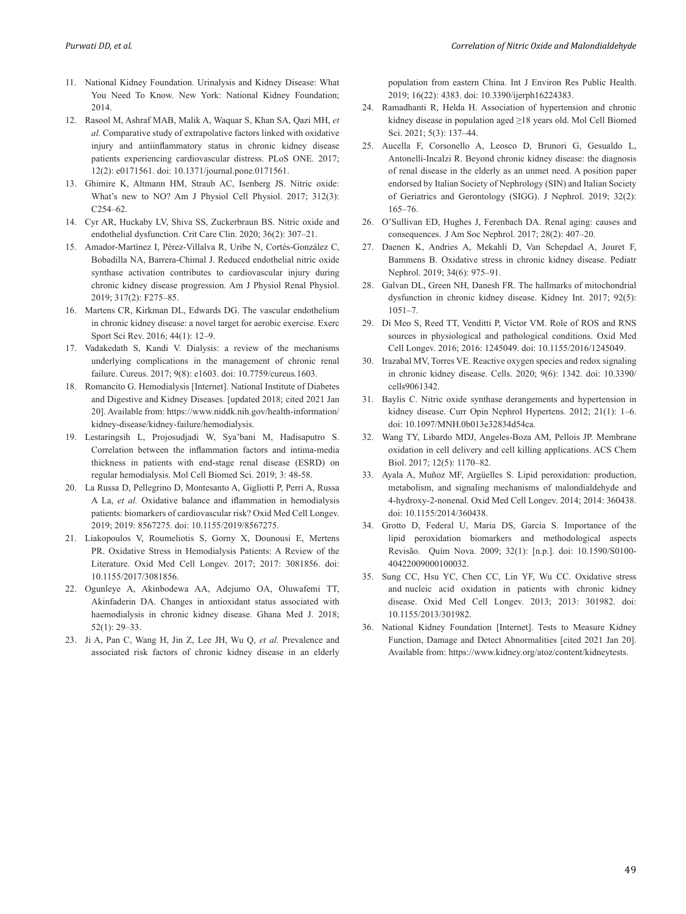11. National Kidney Foundation. Urinalysis and Kidney Disease: What You Need To Know. New York: National Kidney Foundation; 2014.
12. Rasool M, Ashraf MAB, Malik A, Waquar S, Khan SA, Qazi MH, *et al.* Comparative study of extrapolative factors linked with oxidative injury and antiinflammatory status in chronic kidney disease patients experiencing cardiovascular distress. PLoS ONE. 2017; 12(2): e0171561. doi: 10.1371/journal.pone.0171561.
13. Ghimire K, Altmann HM, Straub AC, Isenberg JS. Nitric oxide: What's new to NO? Am J Physiol Cell Physiol. 2017; 312(3): C254–62.
14. Cyr AR, Huckaby LV, Shiva SS, Zuckerbraun BS. Nitric oxide and endothelial dysfunction. Crit Care Clin. 2020; 36(2): 307–21.
15. Amador-Martínez I, Pérez-Villalva R, Uribe N, Cortés-González C, Bobadilla NA, Barrera-Chimal J. Reduced endothelial nitric oxide synthase activation contributes to cardiovascular injury during chronic kidney disease progression. Am J Physiol Renal Physiol. 2019; 317(2): F275–85.
16. Martens CR, Kirkman DL, Edwards DG. The vascular endothelium in chronic kidney disease: a novel target for aerobic exercise. Exerc Sport Sci Rev. 2016; 44(1): 12–9.
17. Vadakedath S, Kandi V. Dialysis: a review of the mechanisms underlying complications in the management of chronic renal failure. Cureus. 2017; 9(8): e1603. doi: 10.7759/cureus.1603.
18. Romancito G. Hemodialysis [Internet]. National Institute of Diabetes and Digestive and Kidney Diseases. [updated 2018; cited 2021 Jan 20]. Available from: https://www.niddk.nih.gov/health-information/kidney-disease/kidney-failure/hemodialysis.
19. Lestaringsih L, Projosudjadi W, Sya'bani M, Hadisaputro S. Correlation between the inflammation factors and intima-media thickness in patients with end-stage renal disease (ESRD) on regular hemodialysis. Mol Cell Biomed Sci. 2019; 3: 48-58.
20. La Russa D, Pellegrino D, Montesanto A, Gigliotti P, Perri A, Russa A La, *et al.* Oxidative balance and inflammation in hemodialysis patients: biomarkers of cardiovascular risk? Oxid Med Cell Longev. 2019; 2019: 8567275. doi: 10.1155/2019/8567275.
21. Liakopoulos V, Roumeliotis S, Gorny X, Dounousi E, Mertens PR. Oxidative Stress in Hemodialysis Patients: A Review of the Literature. Oxid Med Cell Longev. 2017; 2017: 3081856. doi: 10.1155/2017/3081856.
22. Ogunleye A, Akinbodewa AA, Adejumo OA, Oluwafemi TT, Akinfaderin DA. Changes in antioxidant status associated with haemodialysis in chronic kidney disease. Ghana Med J. 2018; 52(1): 29–33.
23. Ji A, Pan C, Wang H, Jin Z, Lee JH, Wu Q, *et al.* Prevalence and associated risk factors of chronic kidney disease in an elderly population from eastern China. Int J Environ Res Public Health. 2019; 16(22): 4383. doi: 10.3390/ijerph16224383.
24. Ramadhanti R, Helda H. Association of hypertension and chronic kidney disease in population aged ≥18 years old. Mol Cell Biomed Sci. 2021; 5(3): 137–44.
25. Aucella F, Corsonello A, Leosco D, Brunori G, Gesualdo L, Antonelli-Incalzi R. Beyond chronic kidney disease: the diagnosis of renal disease in the elderly as an unmet need. A position paper endorsed by Italian Society of Nephrology (SIN) and Italian Society of Geriatrics and Gerontology (SIGG). J Nephrol. 2019; 32(2): 165–76.
26. O'Sullivan ED, Hughes J, Ferenbach DA. Renal aging: causes and consequences. J Am Soc Nephrol. 2017; 28(2): 407–20.
27. Daenen K, Andries A, Mekahli D, Van Schepdael A, Jouret F, Bammens B. Oxidative stress in chronic kidney disease. Pediatr Nephrol. 2019; 34(6): 975–91.
28. Galvan DL, Green NH, Danesh FR. The hallmarks of mitochondrial dysfunction in chronic kidney disease. Kidney Int. 2017; 92(5): 1051–7.
29. Di Meo S, Reed TT, Venditti P, Victor VM. Role of ROS and RNS sources in physiological and pathological conditions. Oxid Med Cell Longev. 2016; 2016: 1245049. doi: 10.1155/2016/1245049.
30. Irazabal MV, Torres VE. Reactive oxygen species and redox signaling in chronic kidney disease. Cells. 2020; 9(6): 1342. doi: 10.3390/cells9061342.
31. Baylis C. Nitric oxide synthase derangements and hypertension in kidney disease. Curr Opin Nephrol Hypertens. 2012; 21(1): 1–6. doi: 10.1097/MNH.0b013e32834d54ca.
32. Wang TY, Libardo MDJ, Angeles-Boza AM, Pellois JP. Membrane oxidation in cell delivery and cell killing applications. ACS Chem Biol. 2017; 12(5): 1170–82.
33. Ayala A, Muñoz MF, Argüelles S. Lipid peroxidation: production, metabolism, and signaling mechanisms of malondialdehyde and 4-hydroxy-2-nonenal. Oxid Med Cell Longev. 2014; 2014: 360438. doi: 10.1155/2014/360438.
34. Grotto D, Federal U, Maria DS, Garcia S. Importance of the lipid peroxidation biomarkers and methodological aspects Revisão. Quím Nova. 2009; 32(1): [n.p.]. doi: 10.1590/S0100-40422009000100032.
35. Sung CC, Hsu YC, Chen CC, Lin YF, Wu CC. Oxidative stress and nucleic acid oxidation in patients with chronic kidney disease. Oxid Med Cell Longev. 2013; 2013: 301982. doi: 10.1155/2013/301982.
36. National Kidney Foundation [Internet]. Tests to Measure Kidney Function, Damage and Detect Abnormalities [cited 2021 Jan 20]. Available from: https://www.kidney.org/atoz/content/kidneytests.